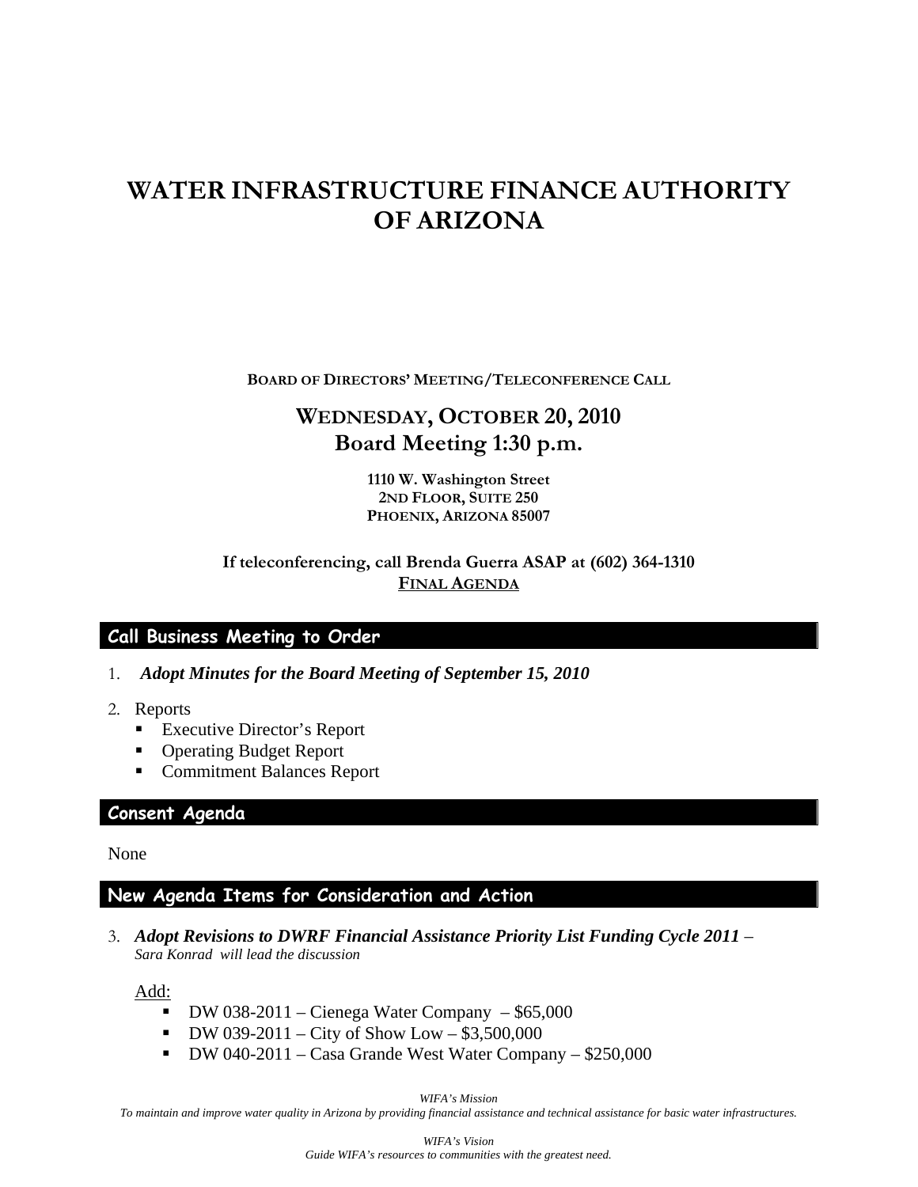# WATER INFRASTRUCTURE FINANCE AUTHORITY OF ARIZONA

**BOARD OF DIRECTORS' MEETING/TELECONFERENCE CALL**

## WEDNESDAY, OCTOBER 20, 2010
## Board Meeting 1:30 p.m.

**1110 W. Washington Street**
**2ND FLOOR, SUITE 250**
**PHOENIX, ARIZONA 85007**

**If teleconferencing, call Brenda Guerra ASAP at (602) 364-1310**
**FINAL AGENDA**

## Call Business Meeting to Order

1. ***Adopt Minutes for the Board Meeting of September 15, 2010***

2. Reports
   - Executive Director's Report
   - Operating Budget Report
   - Commitment Balances Report

## Consent Agenda

None

## New Agenda Items for Consideration and Action

3. ***Adopt Revisions to DWRF Financial Assistance Priority List Funding Cycle 2011*** – *Sara Konrad will lead the discussion*

   Add:
   - DW 038-2011 – Cienega Water Company – $65,000
   - DW 039-2011 – City of Show Low – $3,500,000
   - DW 040-2011 – Casa Grande West Water Company – $250,000

*WIFA's Mission*
*To maintain and improve water quality in Arizona by providing financial assistance and technical assistance for basic water infrastructures.*

*WIFA's Vision*
*Guide WIFA's resources to communities with the greatest need.*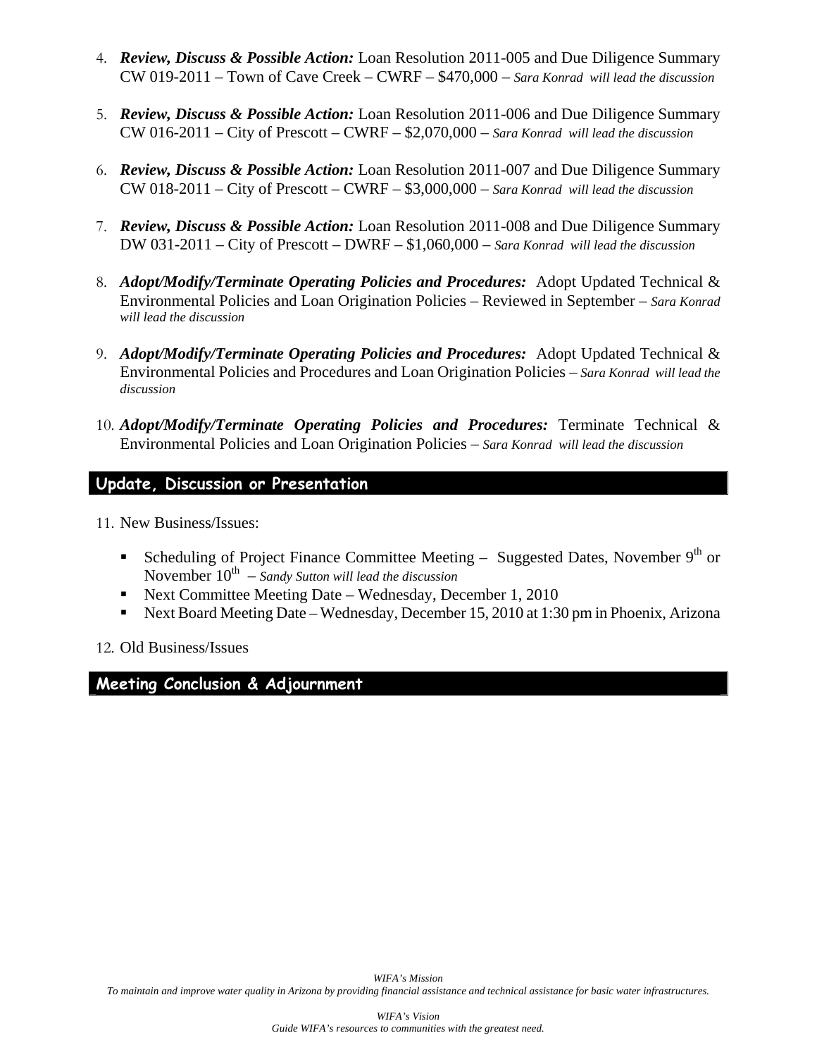4. ***Review, Discuss & Possible Action:*** Loan Resolution 2011-005 and Due Diligence Summary CW 019-2011 – Town of Cave Creek – CWRF – $470,000 – *Sara Konrad will lead the discussion*

5. ***Review, Discuss & Possible Action:*** Loan Resolution 2011-006 and Due Diligence Summary CW 016-2011 – City of Prescott – CWRF – $2,070,000 – *Sara Konrad will lead the discussion*

6. ***Review, Discuss & Possible Action:*** Loan Resolution 2011-007 and Due Diligence Summary CW 018-2011 – City of Prescott – CWRF – $3,000,000 – *Sara Konrad will lead the discussion*

7. ***Review, Discuss & Possible Action:*** Loan Resolution 2011-008 and Due Diligence Summary DW 031-2011 – City of Prescott – DWRF – $1,060,000 – *Sara Konrad will lead the discussion*

8. ***Adopt/Modify/Terminate Operating Policies and Procedures:*** Adopt Updated Technical & Environmental Policies and Loan Origination Policies – Reviewed in September – *Sara Konrad will lead the discussion*

9. ***Adopt/Modify/Terminate Operating Policies and Procedures:*** Adopt Updated Technical & Environmental Policies and Procedures and Loan Origination Policies – *Sara Konrad will lead the discussion*

10. ***Adopt/Modify/Terminate Operating Policies and Procedures:*** Terminate Technical & Environmental Policies and Loan Origination Policies – *Sara Konrad will lead the discussion*

## Update, Discussion or Presentation

11. New Business/Issues:

    - Scheduling of Project Finance Committee Meeting – Suggested Dates, November 9th or November 10th – *Sandy Sutton will lead the discussion*
    - Next Committee Meeting Date – Wednesday, December 1, 2010
    - Next Board Meeting Date – Wednesday, December 15, 2010 at 1:30 pm in Phoenix, Arizona

12. Old Business/Issues

## Meeting Conclusion & Adjournment

*WIFA's Mission*
*To maintain and improve water quality in Arizona by providing financial assistance and technical assistance for basic water infrastructures.*

*WIFA's Vision*
*Guide WIFA's resources to communities with the greatest need.*